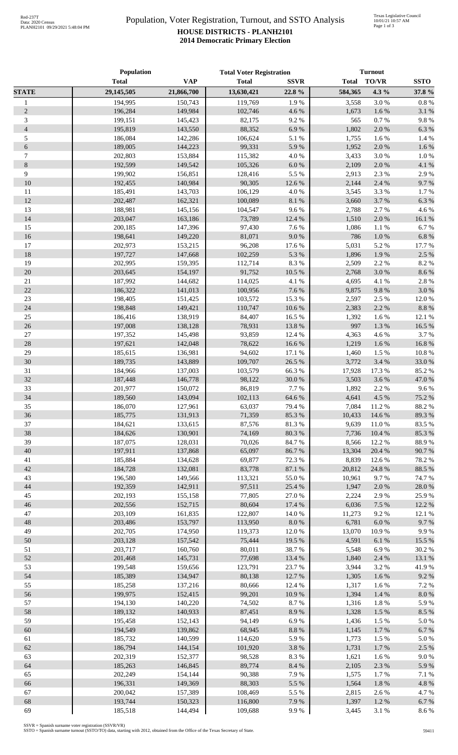# Population, Voter Registration, Turnout, and SSTO Analysis

## HOUSE DISTRICTS - PLANH2101

### 2014 Democratic Primary Election

| | Population | | Total Voter Registration | | Turnout | | |
|---|---|---|---|---|---|---|---|
| | Total | VAP | Total | SSVR | Total | TO/VR | SSTO |
| **STATE** | **29,145,505** | **21,866,700** | **13,630,421** | **22.8 %** | **584,365** | **4.3 %** | **37.8 %** |
| 1 | 194,995 | 150,743 | 119,769 | 1.9 % | 3,558 | 3.0 % | 0.8 % |
| 2 | 196,284 | 149,984 | 102,746 | 4.6 % | 1,673 | 1.6 % | 3.1 % |
| 3 | 199,151 | 145,423 | 82,175 | 9.2 % | 565 | 0.7 % | 9.8 % |
| 4 | 195,819 | 143,550 | 88,352 | 6.9 % | 1,802 | 2.0 % | 6.3 % |
| 5 | 186,084 | 142,286 | 106,624 | 5.1 % | 1,755 | 1.6 % | 1.4 % |
| 6 | 189,005 | 144,223 | 99,331 | 5.9 % | 1,952 | 2.0 % | 1.6 % |
| 7 | 202,803 | 153,884 | 115,382 | 4.0 % | 3,433 | 3.0 % | 1.0 % |
| 8 | 192,599 | 149,542 | 105,326 | 6.0 % | 2,109 | 2.0 % | 4.1 % |
| 9 | 199,902 | 156,851 | 128,416 | 5.5 % | 2,913 | 2.3 % | 2.9 % |
| 10 | 192,455 | 140,984 | 90,305 | 12.6 % | 2,144 | 2.4 % | 9.7 % |
| 11 | 185,491 | 143,703 | 106,129 | 4.0 % | 3,545 | 3.3 % | 1.7 % |
| 12 | 202,487 | 162,321 | 100,089 | 8.1 % | 3,660 | 3.7 % | 6.3 % |
| 13 | 188,981 | 145,156 | 104,547 | 9.6 % | 2,788 | 2.7 % | 4.6 % |
| 14 | 203,047 | 163,186 | 73,789 | 12.4 % | 1,510 | 2.0 % | 16.1 % |
| 15 | 200,185 | 147,396 | 97,430 | 7.6 % | 1,086 | 1.1 % | 6.7 % |
| 16 | 198,641 | 149,220 | 81,071 | 9.0 % | 786 | 1.0 % | 6.8 % |
| 17 | 202,973 | 153,215 | 96,208 | 17.6 % | 5,031 | 5.2 % | 17.7 % |
| 18 | 197,727 | 147,668 | 102,259 | 5.3 % | 1,896 | 1.9 % | 2.5 % |
| 19 | 202,995 | 159,395 | 112,714 | 8.3 % | 2,509 | 2.2 % | 8.2 % |
| 20 | 203,645 | 154,197 | 91,752 | 10.5 % | 2,768 | 3.0 % | 8.6 % |
| 21 | 187,992 | 144,682 | 114,025 | 4.1 % | 4,695 | 4.1 % | 2.8 % |
| 22 | 186,322 | 141,013 | 100,956 | 7.6 % | 9,875 | 9.8 % | 3.0 % |
| 23 | 198,405 | 151,425 | 103,572 | 15.3 % | 2,597 | 2.5 % | 12.0 % |
| 24 | 198,848 | 149,421 | 110,747 | 10.6 % | 2,383 | 2.2 % | 8.8 % |
| 25 | 186,416 | 138,919 | 84,407 | 16.5 % | 1,392 | 1.6 % | 12.1 % |
| 26 | 197,008 | 138,128 | 78,931 | 13.8 % | 997 | 1.3 % | 16.5 % |
| 27 | 197,352 | 145,498 | 93,859 | 12.4 % | 4,363 | 4.6 % | 3.7 % |
| 28 | 197,621 | 142,048 | 78,622 | 16.6 % | 1,219 | 1.6 % | 16.8 % |
| 29 | 185,615 | 136,981 | 94,602 | 17.1 % | 1,460 | 1.5 % | 10.8 % |
| 30 | 189,735 | 143,889 | 109,707 | 26.5 % | 3,772 | 3.4 % | 33.0 % |
| 31 | 184,966 | 137,003 | 103,579 | 66.3 % | 17,928 | 17.3 % | 85.2 % |
| 32 | 187,448 | 146,778 | 98,122 | 30.0 % | 3,503 | 3.6 % | 47.0 % |
| 33 | 201,977 | 150,072 | 86,819 | 7.7 % | 1,892 | 2.2 % | 9.6 % |
| 34 | 189,560 | 143,094 | 102,113 | 64.6 % | 4,641 | 4.5 % | 75.2 % |
| 35 | 186,070 | 127,961 | 63,037 | 79.4 % | 7,084 | 11.2 % | 88.2 % |
| 36 | 185,775 | 131,913 | 71,359 | 85.3 % | 10,433 | 14.6 % | 89.3 % |
| 37 | 184,621 | 133,615 | 87,576 | 81.3 % | 9,639 | 11.0 % | 83.5 % |
| 38 | 184,626 | 130,901 | 74,169 | 80.3 % | 7,736 | 10.4 % | 85.3 % |
| 39 | 187,075 | 128,031 | 70,026 | 84.7 % | 8,566 | 12.2 % | 88.9 % |
| 40 | 197,911 | 137,868 | 65,097 | 86.7 % | 13,304 | 20.4 % | 90.7 % |
| 41 | 185,884 | 134,628 | 69,877 | 72.3 % | 8,839 | 12.6 % | 78.2 % |
| 42 | 184,728 | 132,081 | 83,778 | 87.1 % | 20,812 | 24.8 % | 88.5 % |
| 43 | 196,580 | 149,566 | 113,321 | 55.0 % | 10,961 | 9.7 % | 74.7 % |
| 44 | 192,359 | 142,911 | 97,511 | 25.4 % | 1,947 | 2.0 % | 28.0 % |
| 45 | 202,193 | 155,158 | 77,805 | 27.0 % | 2,224 | 2.9 % | 25.9 % |
| 46 | 202,556 | 152,715 | 80,604 | 17.4 % | 6,036 | 7.5 % | 12.2 % |
| 47 | 203,109 | 161,835 | 122,807 | 14.0 % | 11,273 | 9.2 % | 12.1 % |
| 48 | 203,486 | 153,797 | 113,950 | 8.0 % | 6,781 | 6.0 % | 9.7 % |
| 49 | 202,705 | 174,950 | 119,373 | 12.0 % | 13,070 | 10.9 % | 9.9 % |
| 50 | 203,128 | 157,542 | 75,444 | 19.5 % | 4,591 | 6.1 % | 15.5 % |
| 51 | 203,717 | 160,760 | 80,011 | 38.7 % | 5,548 | 6.9 % | 30.2 % |
| 52 | 201,468 | 145,731 | 77,698 | 13.4 % | 1,840 | 2.4 % | 13.1 % |
| 53 | 199,548 | 159,656 | 123,791 | 23.7 % | 3,944 | 3.2 % | 41.9 % |
| 54 | 185,389 | 134,947 | 80,138 | 12.7 % | 1,305 | 1.6 % | 9.2 % |
| 55 | 185,258 | 137,216 | 80,666 | 12.4 % | 1,317 | 1.6 % | 7.2 % |
| 56 | 199,975 | 152,415 | 99,201 | 10.9 % | 1,394 | 1.4 % | 8.0 % |
| 57 | 194,130 | 140,220 | 74,502 | 8.7 % | 1,316 | 1.8 % | 5.9 % |
| 58 | 189,132 | 140,933 | 87,451 | 8.9 % | 1,328 | 1.5 % | 8.5 % |
| 59 | 195,458 | 152,143 | 94,149 | 6.9 % | 1,436 | 1.5 % | 5.0 % |
| 60 | 194,549 | 139,862 | 68,945 | 8.8 % | 1,145 | 1.7 % | 6.7 % |
| 61 | 185,732 | 140,599 | 114,620 | 5.9 % | 1,773 | 1.5 % | 5.0 % |
| 62 | 186,794 | 144,154 | 101,920 | 3.8 % | 1,731 | 1.7 % | 2.5 % |
| 63 | 202,319 | 152,377 | 98,528 | 8.3 % | 1,621 | 1.6 % | 9.0 % |
| 64 | 185,263 | 146,845 | 89,774 | 8.4 % | 2,105 | 2.3 % | 5.9 % |
| 65 | 202,249 | 154,144 | 90,388 | 7.9 % | 1,575 | 1.7 % | 7.1 % |
| 66 | 196,331 | 149,369 | 88,303 | 5.5 % | 1,564 | 1.8 % | 4.8 % |
| 67 | 200,042 | 157,389 | 108,469 | 5.5 % | 2,815 | 2.6 % | 4.7 % |
| 68 | 193,744 | 150,323 | 116,800 | 7.9 % | 1,397 | 1.2 % | 6.7 % |
| 69 | 185,518 | 144,494 | 109,688 | 9.9 % | 3,445 | 3.1 % | 8.6 % |

SSVR = Spanish surname voter registration (SSVR/VR)
SSTO = Spanish surname turnout (SSTO/TO) data, starting with 2012, obtained from the Office of the Texas Secretary of State.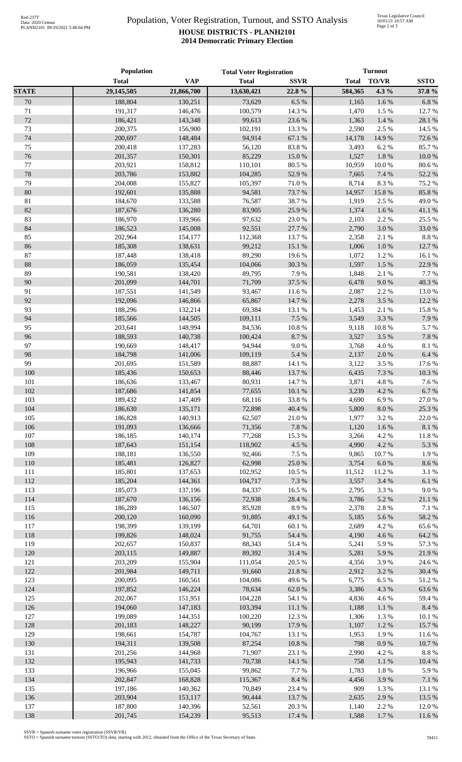# Population, Voter Registration, Turnout, and SSTO Analysis

## HOUSE DISTRICTS - PLANH2101

### 2014 Democratic Primary Election

Red-237T
Data: 2020 Census
PLANH2101 09/29/2021 5:48:04 PM

Texas Legislative Council
10/01/21 10:57 AM

| | Population | | Total Voter Registration | | Turnout | | |
|---|---|---|---|---|---|---|---|
| | **Total** | **VAP** | **Total** | **SSVR** | **Total** | **TO/VR** | **SSTO** |
| **STATE** | **29,145,505** | **21,866,700** | **13,630,421** | **22.8 %** | **584,365** | **4.3 %** | **37.8 %** |
| 70 | 188,804 | 130,251 | 73,629 | 6.5 % | 1,165 | 1.6 % | 6.8 % |
| 71 | 191,317 | 146,476 | 100,579 | 14.3 % | 1,470 | 1.5 % | 12.7 % |
| 72 | 186,421 | 143,348 | 99,613 | 23.6 % | 1,363 | 1.4 % | 28.1 % |
| 73 | 200,375 | 156,900 | 102,191 | 13.3 % | 2,590 | 2.5 % | 14.5 % |
| 74 | 200,697 | 148,484 | 94,914 | 67.1 % | 14,178 | 14.9 % | 72.6 % |
| 75 | 200,418 | 137,283 | 56,120 | 83.8 % | 3,493 | 6.2 % | 85.7 % |
| 76 | 201,357 | 150,301 | 85,229 | 15.0 % | 1,527 | 1.8 % | 10.0 % |
| 77 | 203,921 | 158,812 | 110,101 | 80.5 % | 10,959 | 10.0 % | 80.6 % |
| 78 | 203,786 | 153,882 | 104,285 | 52.9 % | 7,665 | 7.4 % | 52.2 % |
| 79 | 204,008 | 155,827 | 105,397 | 71.0 % | 8,714 | 8.3 % | 75.2 % |
| 80 | 192,601 | 135,888 | 94,581 | 73.7 % | 14,957 | 15.8 % | 85.8 % |
| 81 | 184,670 | 133,588 | 76,587 | 38.7 % | 1,919 | 2.5 % | 49.0 % |
| 82 | 187,676 | 136,280 | 83,905 | 25.9 % | 1,374 | 1.6 % | 41.1 % |
| 83 | 186,970 | 139,966 | 97,632 | 23.0 % | 2,103 | 2.2 % | 25.5 % |
| 84 | 186,523 | 145,008 | 92,551 | 27.7 % | 2,790 | 3.0 % | 33.0 % |
| 85 | 202,964 | 154,177 | 112,368 | 13.7 % | 2,358 | 2.1 % | 8.8 % |
| 86 | 185,308 | 138,631 | 99,212 | 15.1 % | 1,006 | 1.0 % | 12.7 % |
| 87 | 187,448 | 138,418 | 89,290 | 19.6 % | 1,072 | 1.2 % | 16.1 % |
| 88 | 186,059 | 135,454 | 104,066 | 30.3 % | 1,597 | 1.5 % | 22.9 % |
| 89 | 190,581 | 138,420 | 89,795 | 7.9 % | 1,848 | 2.1 % | 7.7 % |
| 90 | 201,099 | 144,701 | 71,709 | 37.5 % | 6,478 | 9.0 % | 40.3 % |
| 91 | 187,551 | 141,549 | 93,467 | 11.6 % | 2,087 | 2.2 % | 13.0 % |
| 92 | 192,096 | 146,866 | 65,867 | 14.7 % | 2,278 | 3.5 % | 12.2 % |
| 93 | 188,296 | 132,214 | 69,384 | 13.1 % | 1,453 | 2.1 % | 15.8 % |
| 94 | 185,566 | 144,505 | 109,111 | 7.5 % | 3,549 | 3.3 % | 7.9 % |
| 95 | 203,641 | 148,994 | 84,536 | 10.8 % | 9,118 | 10.8 % | 5.7 % |
| 96 | 188,593 | 140,738 | 100,424 | 8.7 % | 3,527 | 3.5 % | 7.8 % |
| 97 | 190,669 | 148,417 | 94,944 | 9.0 % | 3,768 | 4.0 % | 8.1 % |
| 98 | 184,798 | 141,006 | 109,119 | 5.4 % | 2,137 | 2.0 % | 6.4 % |
| 99 | 201,695 | 151,589 | 88,887 | 14.1 % | 3,122 | 3.5 % | 17.6 % |
| 100 | 185,436 | 150,653 | 88,446 | 13.7 % | 6,435 | 7.3 % | 10.3 % |
| 101 | 186,636 | 133,467 | 80,931 | 14.7 % | 3,871 | 4.8 % | 7.6 % |
| 102 | 187,686 | 141,854 | 77,655 | 10.1 % | 3,239 | 4.2 % | 6.7 % |
| 103 | 189,432 | 147,409 | 68,116 | 33.8 % | 4,690 | 6.9 % | 27.0 % |
| 104 | 186,630 | 135,171 | 72,898 | 40.4 % | 5,809 | 8.0 % | 25.3 % |
| 105 | 186,828 | 140,913 | 62,507 | 21.0 % | 1,977 | 3.2 % | 22.0 % |
| 106 | 191,093 | 136,666 | 71,356 | 7.8 % | 1,120 | 1.6 % | 8.1 % |
| 107 | 186,185 | 140,174 | 77,268 | 15.3 % | 3,266 | 4.2 % | 11.8 % |
| 108 | 187,643 | 151,154 | 118,902 | 4.5 % | 4,990 | 4.2 % | 5.3 % |
| 109 | 188,181 | 136,550 | 92,466 | 7.5 % | 9,865 | 10.7 % | 1.9 % |
| 110 | 185,481 | 126,827 | 62,998 | 25.0 % | 3,754 | 6.0 % | 8.6 % |
| 111 | 185,801 | 137,653 | 102,952 | 10.5 % | 11,512 | 11.2 % | 3.1 % |
| 112 | 185,204 | 144,361 | 104,717 | 7.3 % | 3,557 | 3.4 % | 6.1 % |
| 113 | 185,073 | 137,196 | 84,337 | 16.5 % | 2,795 | 3.3 % | 9.0 % |
| 114 | 187,670 | 136,156 | 72,938 | 28.4 % | 3,786 | 5.2 % | 21.1 % |
| 115 | 186,289 | 146,507 | 85,928 | 8.9 % | 2,378 | 2.8 % | 7.1 % |
| 116 | 200,120 | 160,090 | 91,885 | 49.1 % | 5,185 | 5.6 % | 58.2 % |
| 117 | 198,399 | 139,199 | 64,701 | 60.1 % | 2,689 | 4.2 % | 65.6 % |
| 118 | 199,826 | 148,024 | 91,755 | 54.4 % | 4,190 | 4.6 % | 64.2 % |
| 119 | 202,657 | 150,837 | 88,343 | 51.4 % | 5,241 | 5.9 % | 57.3 % |
| 120 | 203,115 | 149,887 | 89,392 | 31.4 % | 5,281 | 5.9 % | 21.9 % |
| 121 | 203,209 | 155,904 | 111,054 | 20.5 % | 4,356 | 3.9 % | 24.6 % |
| 122 | 201,984 | 149,711 | 91,660 | 21.8 % | 2,912 | 3.2 % | 30.4 % |
| 123 | 200,095 | 160,561 | 104,086 | 49.6 % | 6,775 | 6.5 % | 51.2 % |
| 124 | 197,852 | 146,224 | 78,634 | 62.0 % | 3,386 | 4.3 % | 63.6 % |
| 125 | 202,067 | 151,951 | 104,228 | 54.1 % | 4,836 | 4.6 % | 59.4 % |
| 126 | 194,060 | 147,183 | 103,394 | 11.1 % | 1,188 | 1.1 % | 8.4 % |
| 127 | 199,089 | 144,351 | 100,220 | 12.3 % | 1,306 | 1.3 % | 10.1 % |
| 128 | 201,183 | 148,227 | 90,199 | 17.9 % | 1,107 | 1.2 % | 15.7 % |
| 129 | 198,661 | 154,787 | 104,767 | 13.1 % | 1,953 | 1.9 % | 11.6 % |
| 130 | 194,311 | 139,508 | 87,254 | 10.8 % | 798 | 0.9 % | 10.7 % |
| 131 | 201,256 | 144,968 | 71,907 | 23.1 % | 2,990 | 4.2 % | 8.8 % |
| 132 | 195,943 | 141,733 | 70,738 | 14.1 % | 758 | 1.1 % | 10.4 % |
| 133 | 196,966 | 155,045 | 99,862 | 7.7 % | 1,783 | 1.8 % | 5.9 % |
| 134 | 202,847 | 168,828 | 115,367 | 8.4 % | 4,456 | 3.9 % | 7.1 % |
| 135 | 197,186 | 140,362 | 70,849 | 23.4 % | 909 | 1.3 % | 13.1 % |
| 136 | 203,904 | 153,117 | 90,444 | 13.7 % | 2,635 | 2.9 % | 13.5 % |
| 137 | 187,800 | 140,396 | 52,561 | 20.3 % | 1,140 | 2.2 % | 12.0 % |
| 138 | 201,745 | 154,239 | 95,513 | 17.4 % | 1,588 | 1.7 % | 11.6 % |

SSVR = Spanish surname voter registration (SSVR/VR)
SSTO = Spanish surname turnout (SSTO/TO) data, starting with 2012, obtained from the Office of the Texas Secretary of State.

59411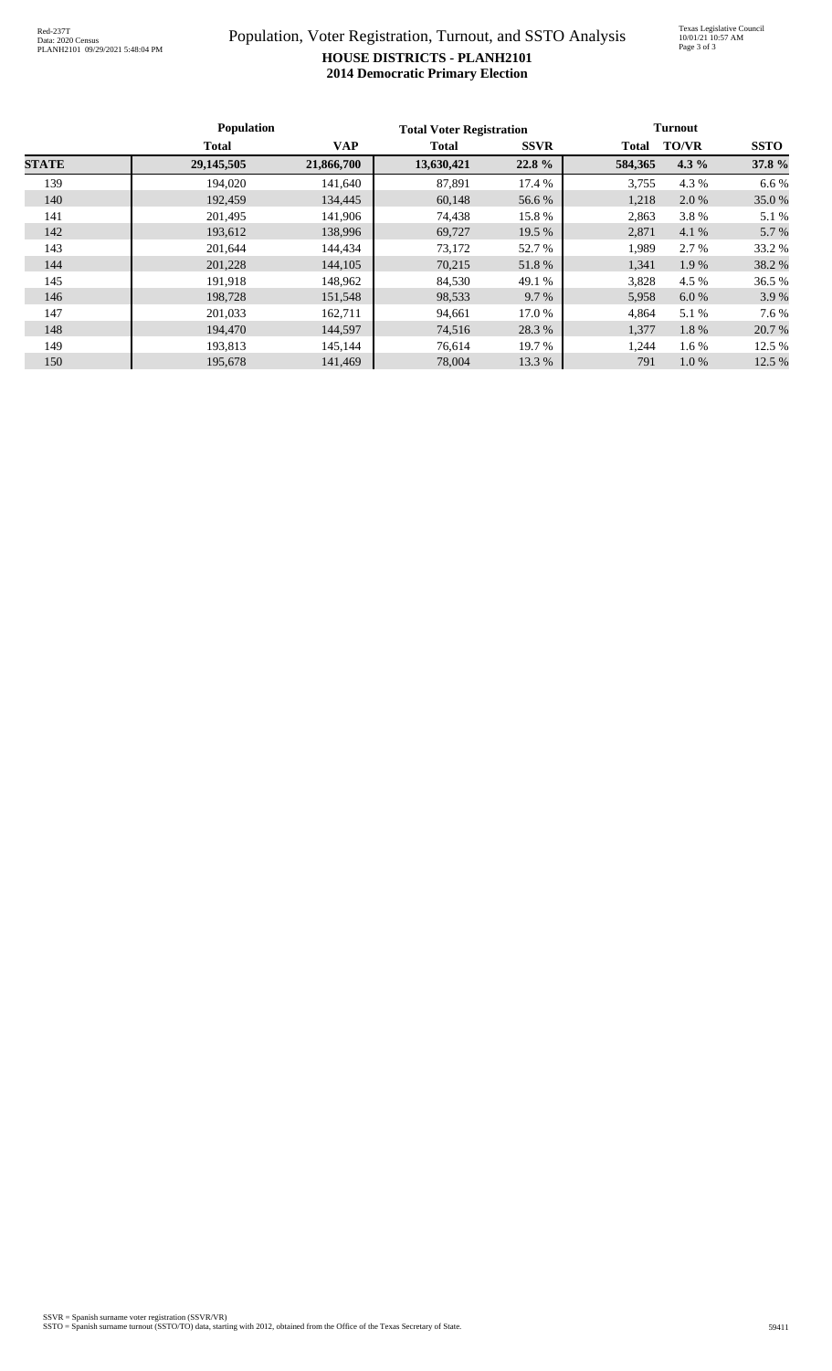# Population, Voter Registration, Turnout, and SSTO Analysis

## HOUSE DISTRICTS - PLANH2101

## 2014 Democratic Primary Election

| | Population | | Total Voter Registration | | Turnout | | |
|---|---|---|---|---|---|---|---|
| | **Total** | **VAP** | **Total** | **SSVR** | **Total** | **TO/VR** | **SSTO** |
| **STATE** | **29,145,505** | **21,866,700** | **13,630,421** | **22.8 %** | **584,365** | **4.3 %** | **37.8 %** |
| 139 | 194,020 | 141,640 | 87,891 | 17.4 % | 3,755 | 4.3 % | 6.6 % |
| 140 | 192,459 | 134,445 | 60,148 | 56.6 % | 1,218 | 2.0 % | 35.0 % |
| 141 | 201,495 | 141,906 | 74,438 | 15.8 % | 2,863 | 3.8 % | 5.1 % |
| 142 | 193,612 | 138,996 | 69,727 | 19.5 % | 2,871 | 4.1 % | 5.7 % |
| 143 | 201,644 | 144,434 | 73,172 | 52.7 % | 1,989 | 2.7 % | 33.2 % |
| 144 | 201,228 | 144,105 | 70,215 | 51.8 % | 1,341 | 1.9 % | 38.2 % |
| 145 | 191,918 | 148,962 | 84,530 | 49.1 % | 3,828 | 4.5 % | 36.5 % |
| 146 | 198,728 | 151,548 | 98,533 | 9.7 % | 5,958 | 6.0 % | 3.9 % |
| 147 | 201,033 | 162,711 | 94,661 | 17.0 % | 4,864 | 5.1 % | 7.6 % |
| 148 | 194,470 | 144,597 | 74,516 | 28.3 % | 1,377 | 1.8 % | 20.7 % |
| 149 | 193,813 | 145,144 | 76,614 | 19.7 % | 1,244 | 1.6 % | 12.5 % |
| 150 | 195,678 | 141,469 | 78,004 | 13.3 % | 791 | 1.0 % | 12.5 % |

SSVR = Spanish surname voter registration (SSVR/VR)
SSTO = Spanish surname turnout (SSTO/TO) data, starting with 2012, obtained from the Office of the Texas Secretary of State.